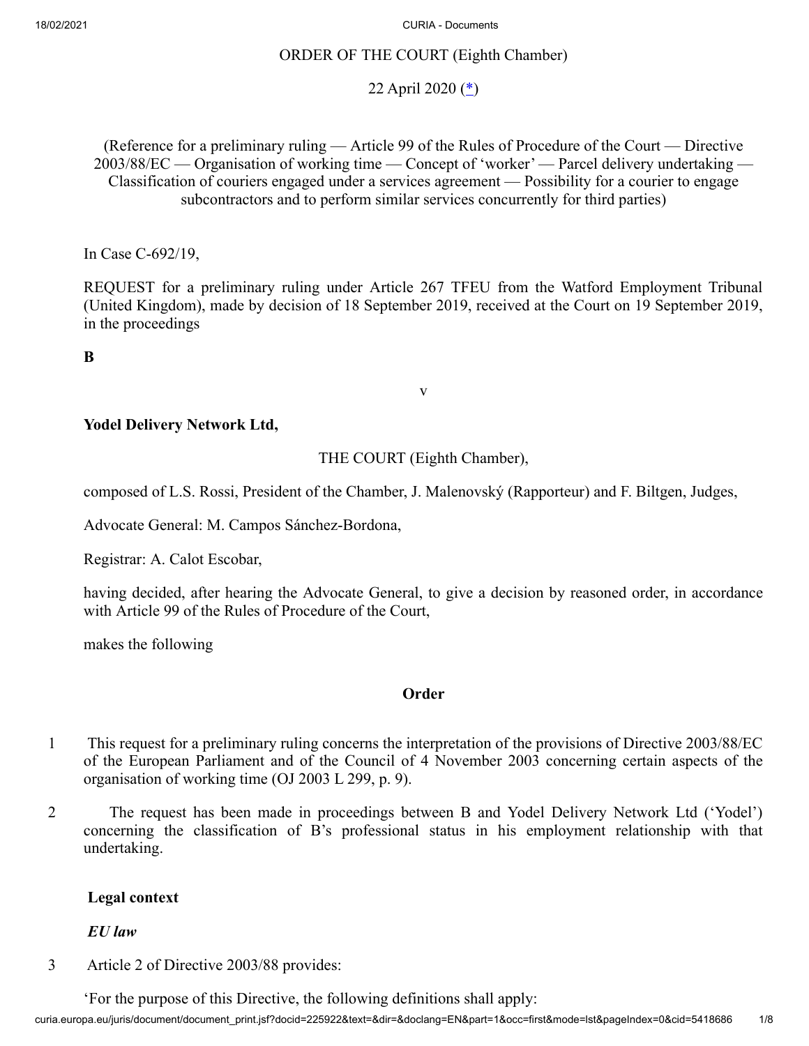ORDER OF THE COURT (Eighth Chamber)

22 April 2020 (*)

(Reference for a preliminary ruling — Article 99 of the Rules of Procedure of the Court — Directive 2003/88/EC — Organisation of working time — Concept of 'worker' — Parcel delivery undertaking — Classification of couriers engaged under a services agreement — Possibility for a courier to engage subcontractors and to perform similar services concurrently for third parties)

In Case C-692/19,

REQUEST for a preliminary ruling under Article 267 TFEU from the Watford Employment Tribunal (United Kingdom), made by decision of 18 September 2019, received at the Court on 19 September 2019, in the proceedings

**B**

v

**Yodel Delivery Network Ltd,**

THE COURT (Eighth Chamber),

composed of L.S. Rossi, President of the Chamber, J. Malenovský (Rapporteur) and F. Biltgen, Judges,

Advocate General: M. Campos Sánchez-Bordona,

Registrar: A. Calot Escobar,

having decided, after hearing the Advocate General, to give a decision by reasoned order, in accordance with Article 99 of the Rules of Procedure of the Court,

makes the following

## Order

1 This request for a preliminary ruling concerns the interpretation of the provisions of Directive 2003/88/EC of the European Parliament and of the Council of 4 November 2003 concerning certain aspects of the organisation of working time (OJ 2003 L 299, p. 9).

2 The request has been made in proceedings between B and Yodel Delivery Network Ltd ('Yodel') concerning the classification of B's professional status in his employment relationship with that undertaking.

### Legal context

#### *EU law*

3 Article 2 of Directive 2003/88 provides:

'For the purpose of this Directive, the following definitions shall apply: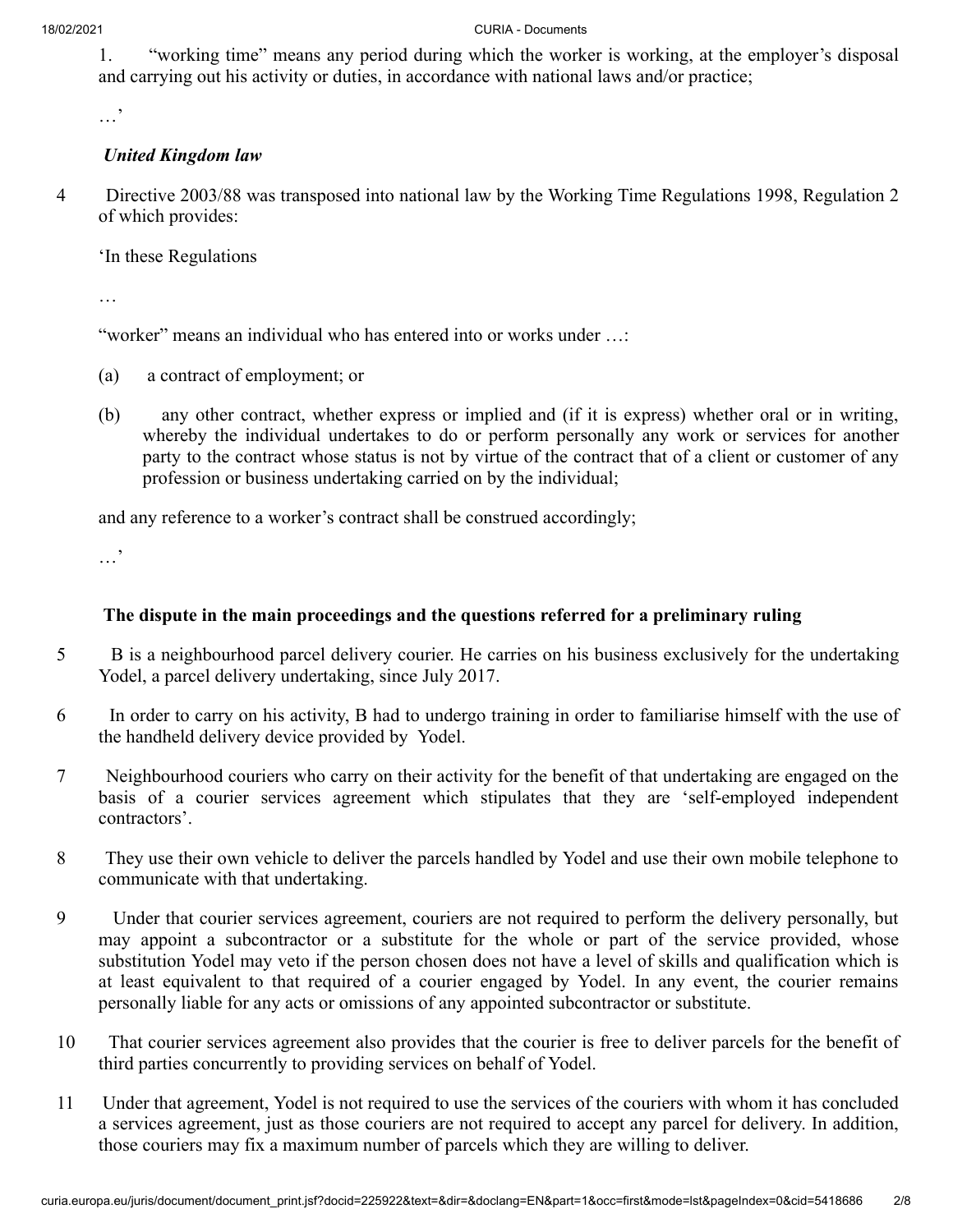1. "working time" means any period during which the worker is working, at the employer's disposal and carrying out his activity or duties, in accordance with national laws and/or practice;

…'

### *United Kingdom law*

4 Directive 2003/88 was transposed into national law by the Working Time Regulations 1998, Regulation 2 of which provides:

'In these Regulations

…

"worker" means an individual who has entered into or works under …:

(a) a contract of employment; or

(b) any other contract, whether express or implied and (if it is express) whether oral or in writing, whereby the individual undertakes to do or perform personally any work or services for another party to the contract whose status is not by virtue of the contract that of a client or customer of any profession or business undertaking carried on by the individual;

and any reference to a worker's contract shall be construed accordingly;

…'

## The dispute in the main proceedings and the questions referred for a preliminary ruling

5 B is a neighbourhood parcel delivery courier. He carries on his business exclusively for the undertaking Yodel, a parcel delivery undertaking, since July 2017.

6 In order to carry on his activity, B had to undergo training in order to familiarise himself with the use of the handheld delivery device provided by Yodel.

7 Neighbourhood couriers who carry on their activity for the benefit of that undertaking are engaged on the basis of a courier services agreement which stipulates that they are 'self-employed independent contractors'.

8 They use their own vehicle to deliver the parcels handled by Yodel and use their own mobile telephone to communicate with that undertaking.

9 Under that courier services agreement, couriers are not required to perform the delivery personally, but may appoint a subcontractor or a substitute for the whole or part of the service provided, whose substitution Yodel may veto if the person chosen does not have a level of skills and qualification which is at least equivalent to that required of a courier engaged by Yodel. In any event, the courier remains personally liable for any acts or omissions of any appointed subcontractor or substitute.

10 That courier services agreement also provides that the courier is free to deliver parcels for the benefit of third parties concurrently to providing services on behalf of Yodel.

11 Under that agreement, Yodel is not required to use the services of the couriers with whom it has concluded a services agreement, just as those couriers are not required to accept any parcel for delivery. In addition, those couriers may fix a maximum number of parcels which they are willing to deliver.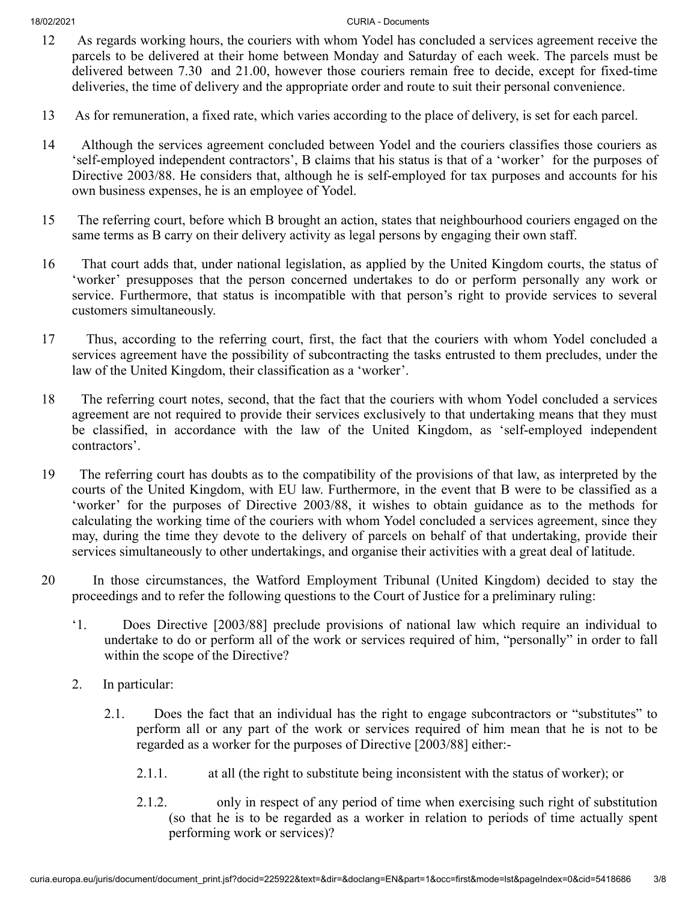12 As regards working hours, the couriers with whom Yodel has concluded a services agreement receive the parcels to be delivered at their home between Monday and Saturday of each week. The parcels must be delivered between 7.30 and 21.00, however those couriers remain free to decide, except for fixed-time deliveries, the time of delivery and the appropriate order and route to suit their personal convenience.

13 As for remuneration, a fixed rate, which varies according to the place of delivery, is set for each parcel.

14 Although the services agreement concluded between Yodel and the couriers classifies those couriers as 'self-employed independent contractors', B claims that his status is that of a 'worker' for the purposes of Directive 2003/88. He considers that, although he is self-employed for tax purposes and accounts for his own business expenses, he is an employee of Yodel.

15 The referring court, before which B brought an action, states that neighbourhood couriers engaged on the same terms as B carry on their delivery activity as legal persons by engaging their own staff.

16 That court adds that, under national legislation, as applied by the United Kingdom courts, the status of 'worker' presupposes that the person concerned undertakes to do or perform personally any work or service. Furthermore, that status is incompatible with that person's right to provide services to several customers simultaneously.

17 Thus, according to the referring court, first, the fact that the couriers with whom Yodel concluded a services agreement have the possibility of subcontracting the tasks entrusted to them precludes, under the law of the United Kingdom, their classification as a 'worker'.

18 The referring court notes, second, that the fact that the couriers with whom Yodel concluded a services agreement are not required to provide their services exclusively to that undertaking means that they must be classified, in accordance with the law of the United Kingdom, as 'self-employed independent contractors'.

19 The referring court has doubts as to the compatibility of the provisions of that law, as interpreted by the courts of the United Kingdom, with EU law. Furthermore, in the event that B were to be classified as a 'worker' for the purposes of Directive 2003/88, it wishes to obtain guidance as to the methods for calculating the working time of the couriers with whom Yodel concluded a services agreement, since they may, during the time they devote to the delivery of parcels on behalf of that undertaking, provide their services simultaneously to other undertakings, and organise their activities with a great deal of latitude.

20 In those circumstances, the Watford Employment Tribunal (United Kingdom) decided to stay the proceedings and to refer the following questions to the Court of Justice for a preliminary ruling:

'1. Does Directive [2003/88] preclude provisions of national law which require an individual to undertake to do or perform all of the work or services required of him, "personally" in order to fall within the scope of the Directive?

2. In particular:

2.1. Does the fact that an individual has the right to engage subcontractors or "substitutes" to perform all or any part of the work or services required of him mean that he is not to be regarded as a worker for the purposes of Directive [2003/88] either:-

2.1.1. at all (the right to substitute being inconsistent with the status of worker); or

2.1.2. only in respect of any period of time when exercising such right of substitution (so that he is to be regarded as a worker in relation to periods of time actually spent performing work or services)?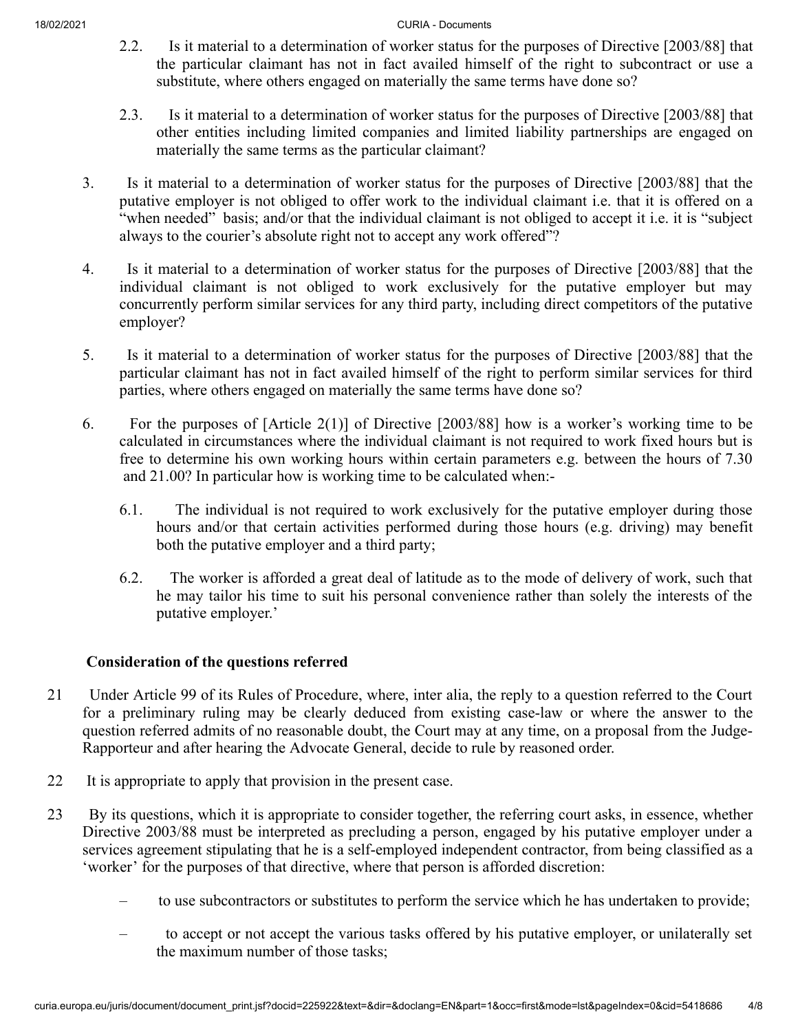2.2. Is it material to a determination of worker status for the purposes of Directive [2003/88] that the particular claimant has not in fact availed himself of the right to subcontract or use a substitute, where others engaged on materially the same terms have done so?

2.3. Is it material to a determination of worker status for the purposes of Directive [2003/88] that other entities including limited companies and limited liability partnerships are engaged on materially the same terms as the particular claimant?

3. Is it material to a determination of worker status for the purposes of Directive [2003/88] that the putative employer is not obliged to offer work to the individual claimant i.e. that it is offered on a "when needed" basis; and/or that the individual claimant is not obliged to accept it i.e. it is "subject always to the courier's absolute right not to accept any work offered"?

4. Is it material to a determination of worker status for the purposes of Directive [2003/88] that the individual claimant is not obliged to work exclusively for the putative employer but may concurrently perform similar services for any third party, including direct competitors of the putative employer?

5. Is it material to a determination of worker status for the purposes of Directive [2003/88] that the particular claimant has not in fact availed himself of the right to perform similar services for third parties, where others engaged on materially the same terms have done so?

6. For the purposes of [Article 2(1)] of Directive [2003/88] how is a worker's working time to be calculated in circumstances where the individual claimant is not required to work fixed hours but is free to determine his own working hours within certain parameters e.g. between the hours of 7.30 and 21.00? In particular how is working time to be calculated when:-

6.1. The individual is not required to work exclusively for the putative employer during those hours and/or that certain activities performed during those hours (e.g. driving) may benefit both the putative employer and a third party;

6.2. The worker is afforded a great deal of latitude as to the mode of delivery of work, such that he may tailor his time to suit his personal convenience rather than solely the interests of the putative employer.'

**Consideration of the questions referred**

21 Under Article 99 of its Rules of Procedure, where, inter alia, the reply to a question referred to the Court for a preliminary ruling may be clearly deduced from existing case-law or where the answer to the question referred admits of no reasonable doubt, the Court may at any time, on a proposal from the Judge-Rapporteur and after hearing the Advocate General, decide to rule by reasoned order.

22 It is appropriate to apply that provision in the present case.

23 By its questions, which it is appropriate to consider together, the referring court asks, in essence, whether Directive 2003/88 must be interpreted as precluding a person, engaged by his putative employer under a services agreement stipulating that he is a self-employed independent contractor, from being classified as a 'worker' for the purposes of that directive, where that person is afforded discretion:

- to use subcontractors or substitutes to perform the service which he has undertaken to provide;
- to accept or not accept the various tasks offered by his putative employer, or unilaterally set the maximum number of those tasks;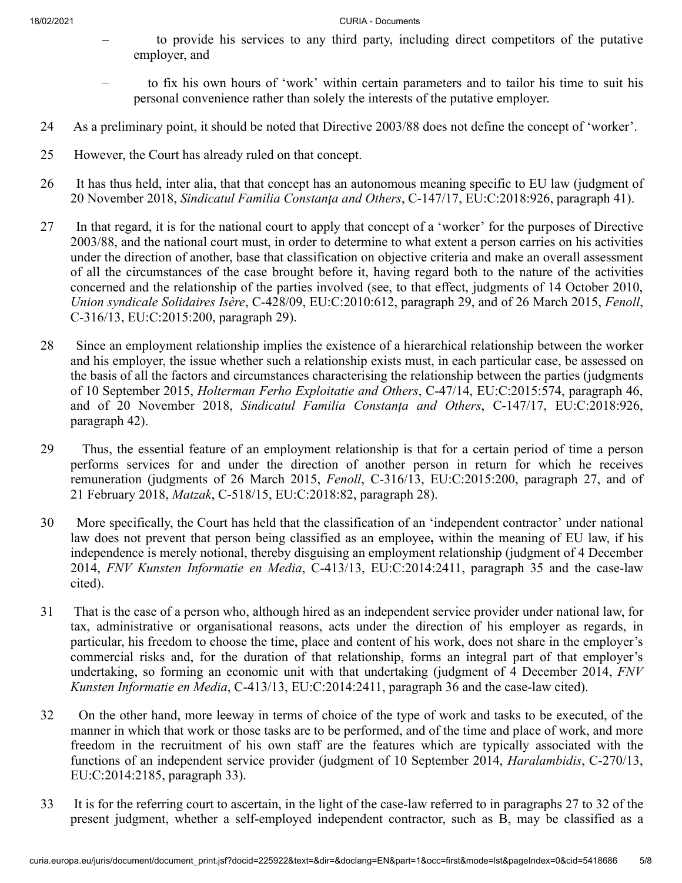– to provide his services to any third party, including direct competitors of the putative employer, and

– to fix his own hours of 'work' within certain parameters and to tailor his time to suit his personal convenience rather than solely the interests of the putative employer.

24 As a preliminary point, it should be noted that Directive 2003/88 does not define the concept of 'worker'.

25 However, the Court has already ruled on that concept.

26 It has thus held, inter alia, that that concept has an autonomous meaning specific to EU law (judgment of 20 November 2018, *Sindicatul Familia Constanța and Others*, C‑147/17, EU:C:2018:926, paragraph 41).

27 In that regard, it is for the national court to apply that concept of a 'worker' for the purposes of Directive 2003/88, and the national court must, in order to determine to what extent a person carries on his activities under the direction of another, base that classification on objective criteria and make an overall assessment of all the circumstances of the case brought before it, having regard both to the nature of the activities concerned and the relationship of the parties involved (see, to that effect, judgments of 14 October 2010, *Union syndicale Solidaires Isère*, C‑428/09, EU:C:2010:612, paragraph 29, and of 26 March 2015, *Fenoll*, C‑316/13, EU:C:2015:200, paragraph 29).

28 Since an employment relationship implies the existence of a hierarchical relationship between the worker and his employer, the issue whether such a relationship exists must, in each particular case, be assessed on the basis of all the factors and circumstances characterising the relationship between the parties (judgments of 10 September 2015, *Holterman Ferho Exploitatie and Others*, C‑47/14, EU:C:2015:574, paragraph 46, and of 20 November 2018, *Sindicatul Familia Constanța and Others*, C‑147/17, EU:C:2018:926, paragraph 42).

29 Thus, the essential feature of an employment relationship is that for a certain period of time a person performs services for and under the direction of another person in return for which he receives remuneration (judgments of 26 March 2015, *Fenoll*, C‑316/13, EU:C:2015:200, paragraph 27, and of 21 February 2018, *Matzak*, C‑518/15, EU:C:2018:82, paragraph 28).

30 More specifically, the Court has held that the classification of an 'independent contractor' under national law does not prevent that person being classified as an employee**,** within the meaning of EU law, if his independence is merely notional, thereby disguising an employment relationship (judgment of 4 December 2014, *FNV Kunsten Informatie en Media*, C‑413/13, EU:C:2014:2411, paragraph 35 and the case-law cited).

31 That is the case of a person who, although hired as an independent service provider under national law, for tax, administrative or organisational reasons, acts under the direction of his employer as regards, in particular, his freedom to choose the time, place and content of his work, does not share in the employer's commercial risks and, for the duration of that relationship, forms an integral part of that employer's undertaking, so forming an economic unit with that undertaking (judgment of 4 December 2014, *FNV Kunsten Informatie en Media*, C‑413/13, EU:C:2014:2411, paragraph 36 and the case-law cited).

32 On the other hand, more leeway in terms of choice of the type of work and tasks to be executed, of the manner in which that work or those tasks are to be performed, and of the time and place of work, and more freedom in the recruitment of his own staff are the features which are typically associated with the functions of an independent service provider (judgment of 10 September 2014, *Haralambidis*, C‑270/13, EU:C:2014:2185, paragraph 33).

33 It is for the referring court to ascertain, in the light of the case-law referred to in paragraphs 27 to 32 of the present judgment, whether a self-employed independent contractor, such as B, may be classified as a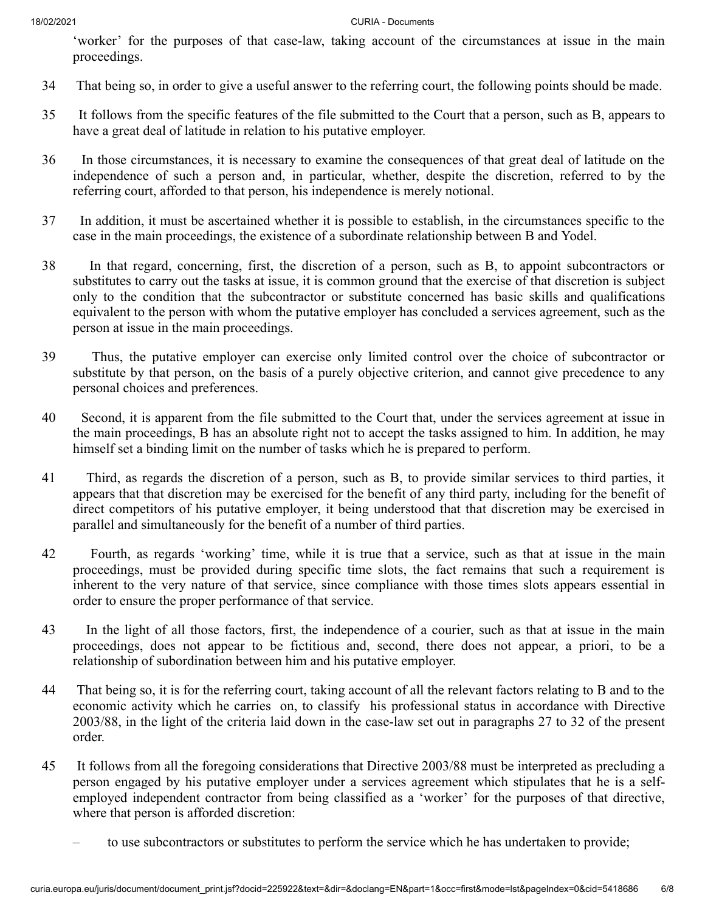'worker' for the purposes of that case-law, taking account of the circumstances at issue in the main proceedings.

34 That being so, in order to give a useful answer to the referring court, the following points should be made.

35 It follows from the specific features of the file submitted to the Court that a person, such as B, appears to have a great deal of latitude in relation to his putative employer.

36 In those circumstances, it is necessary to examine the consequences of that great deal of latitude on the independence of such a person and, in particular, whether, despite the discretion, referred to by the referring court, afforded to that person, his independence is merely notional.

37 In addition, it must be ascertained whether it is possible to establish, in the circumstances specific to the case in the main proceedings, the existence of a subordinate relationship between B and Yodel.

38 In that regard, concerning, first, the discretion of a person, such as B, to appoint subcontractors or substitutes to carry out the tasks at issue, it is common ground that the exercise of that discretion is subject only to the condition that the subcontractor or substitute concerned has basic skills and qualifications equivalent to the person with whom the putative employer has concluded a services agreement, such as the person at issue in the main proceedings.

39 Thus, the putative employer can exercise only limited control over the choice of subcontractor or substitute by that person, on the basis of a purely objective criterion, and cannot give precedence to any personal choices and preferences.

40 Second, it is apparent from the file submitted to the Court that, under the services agreement at issue in the main proceedings, B has an absolute right not to accept the tasks assigned to him. In addition, he may himself set a binding limit on the number of tasks which he is prepared to perform.

41 Third, as regards the discretion of a person, such as B, to provide similar services to third parties, it appears that that discretion may be exercised for the benefit of any third party, including for the benefit of direct competitors of his putative employer, it being understood that that discretion may be exercised in parallel and simultaneously for the benefit of a number of third parties.

42 Fourth, as regards 'working' time, while it is true that a service, such as that at issue in the main proceedings, must be provided during specific time slots, the fact remains that such a requirement is inherent to the very nature of that service, since compliance with those times slots appears essential in order to ensure the proper performance of that service.

43 In the light of all those factors, first, the independence of a courier, such as that at issue in the main proceedings, does not appear to be fictitious and, second, there does not appear, a priori, to be a relationship of subordination between him and his putative employer.

44 That being so, it is for the referring court, taking account of all the relevant factors relating to B and to the economic activity which he carries on, to classify his professional status in accordance with Directive 2003/88, in the light of the criteria laid down in the case-law set out in paragraphs 27 to 32 of the present order.

45 It follows from all the foregoing considerations that Directive 2003/88 must be interpreted as precluding a person engaged by his putative employer under a services agreement which stipulates that he is a self-employed independent contractor from being classified as a 'worker' for the purposes of that directive, where that person is afforded discretion:

– to use subcontractors or substitutes to perform the service which he has undertaken to provide;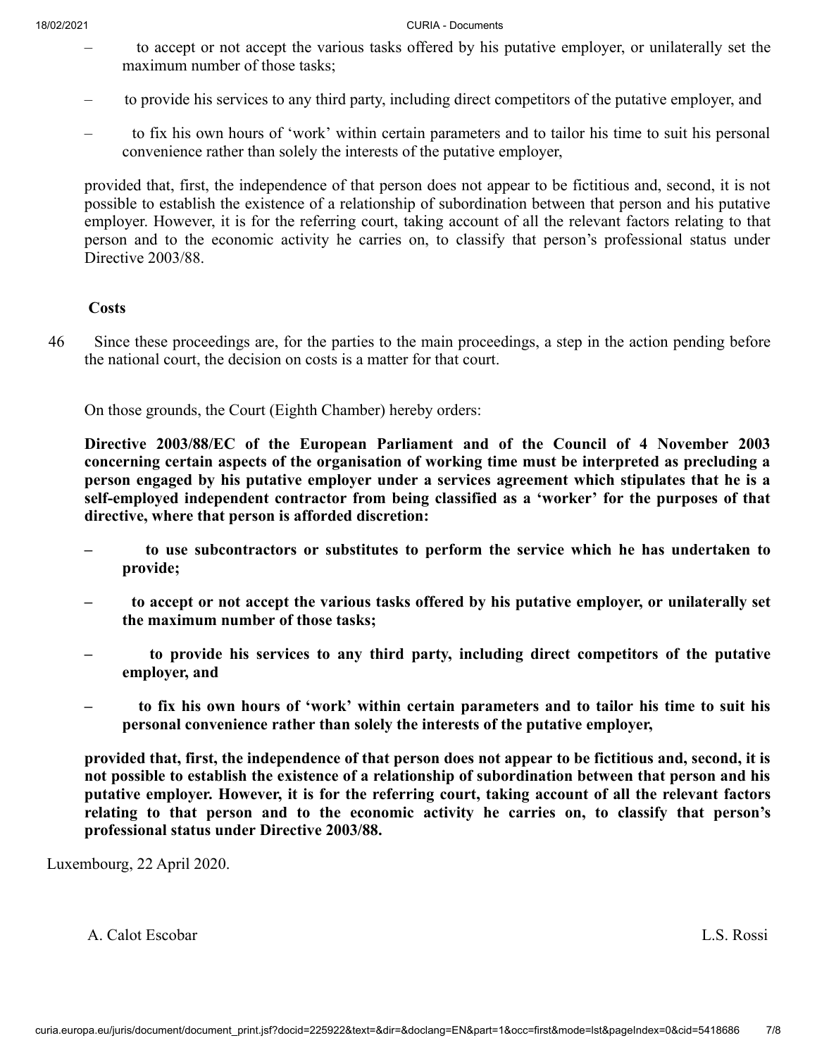– to accept or not accept the various tasks offered by his putative employer, or unilaterally set the maximum number of those tasks;

– to provide his services to any third party, including direct competitors of the putative employer, and

– to fix his own hours of 'work' within certain parameters and to tailor his time to suit his personal convenience rather than solely the interests of the putative employer,

provided that, first, the independence of that person does not appear to be fictitious and, second, it is not possible to establish the existence of a relationship of subordination between that person and his putative employer. However, it is for the referring court, taking account of all the relevant factors relating to that person and to the economic activity he carries on, to classify that person's professional status under Directive 2003/88.

**Costs**

46 Since these proceedings are, for the parties to the main proceedings, a step in the action pending before the national court, the decision on costs is a matter for that court.

On those grounds, the Court (Eighth Chamber) hereby orders:

**Directive 2003/88/EC of the European Parliament and of the Council of 4 November 2003 concerning certain aspects of the organisation of working time must be interpreted as precluding a person engaged by his putative employer under a services agreement which stipulates that he is a self-employed independent contractor from being classified as a 'worker' for the purposes of that directive, where that person is afforded discretion:**

**– to use subcontractors or substitutes to perform the service which he has undertaken to provide;**

**– to accept or not accept the various tasks offered by his putative employer, or unilaterally set the maximum number of those tasks;**

**– to provide his services to any third party, including direct competitors of the putative employer, and**

**– to fix his own hours of 'work' within certain parameters and to tailor his time to suit his personal convenience rather than solely the interests of the putative employer,**

**provided that, first, the independence of that person does not appear to be fictitious and, second, it is not possible to establish the existence of a relationship of subordination between that person and his putative employer. However, it is for the referring court, taking account of all the relevant factors relating to that person and to the economic activity he carries on, to classify that person's professional status under Directive 2003/88.**

Luxembourg, 22 April 2020.

A. Calot Escobar L.S. Rossi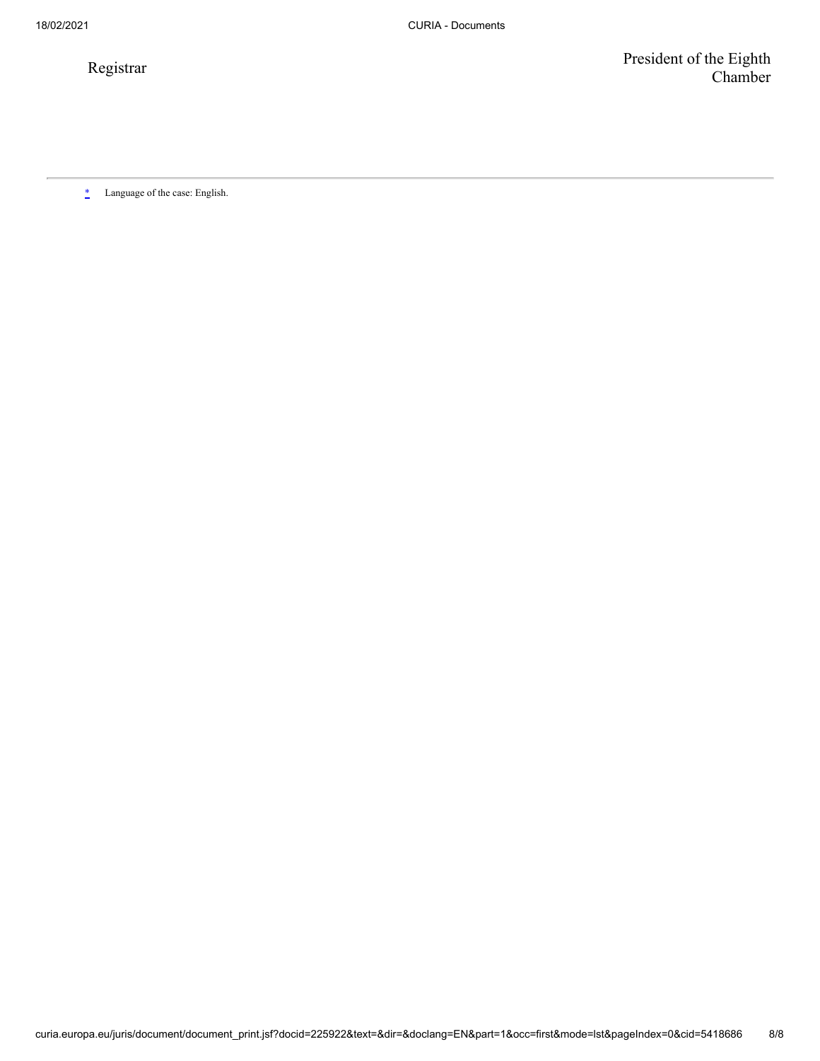| | |
|---|---|
| Registrar | President of the Eighth Chamber |

---

[*] Language of the case: English.